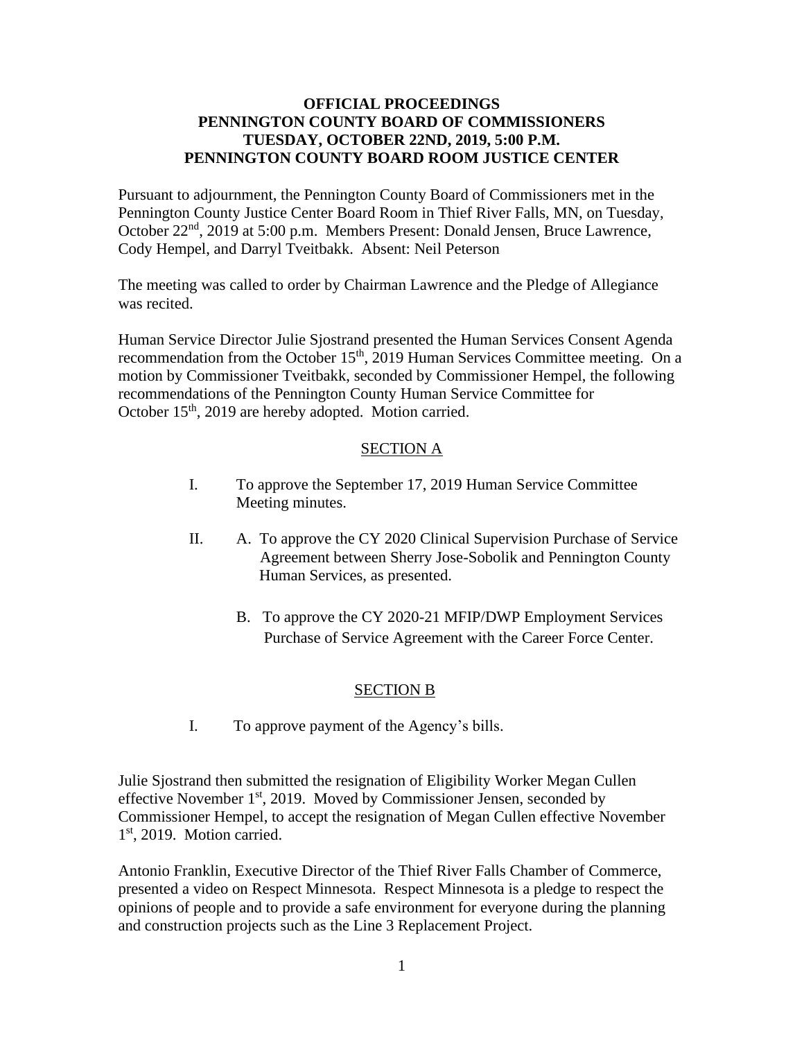# OFFICIAL PROCEEDINGS
# PENNINGTON COUNTY BOARD OF COMMISSIONERS
# TUESDAY, OCTOBER 22ND, 2019, 5:00 P.M.
# PENNINGTON COUNTY BOARD ROOM JUSTICE CENTER

Pursuant to adjournment, the Pennington County Board of Commissioners met in the Pennington County Justice Center Board Room in Thief River Falls, MN, on Tuesday, October 22nd, 2019 at 5:00 p.m. Members Present: Donald Jensen, Bruce Lawrence, Cody Hempel, and Darryl Tveitbakk. Absent: Neil Peterson

The meeting was called to order by Chairman Lawrence and the Pledge of Allegiance was recited.

Human Service Director Julie Sjostrand presented the Human Services Consent Agenda recommendation from the October 15th, 2019 Human Services Committee meeting. On a motion by Commissioner Tveitbakk, seconded by Commissioner Hempel, the following recommendations of the Pennington County Human Service Committee for October 15th, 2019 are hereby adopted. Motion carried.

## SECTION A

I. To approve the September 17, 2019 Human Service Committee Meeting minutes.

II. A. To approve the CY 2020 Clinical Supervision Purchase of Service Agreement between Sherry Jose-Sobolik and Pennington County Human Services, as presented.

B. To approve the CY 2020-21 MFIP/DWP Employment Services Purchase of Service Agreement with the Career Force Center.

## SECTION B

I. To approve payment of the Agency's bills.

Julie Sjostrand then submitted the resignation of Eligibility Worker Megan Cullen effective November 1st, 2019. Moved by Commissioner Jensen, seconded by Commissioner Hempel, to accept the resignation of Megan Cullen effective November 1st, 2019. Motion carried.

Antonio Franklin, Executive Director of the Thief River Falls Chamber of Commerce, presented a video on Respect Minnesota. Respect Minnesota is a pledge to respect the opinions of people and to provide a safe environment for everyone during the planning and construction projects such as the Line 3 Replacement Project.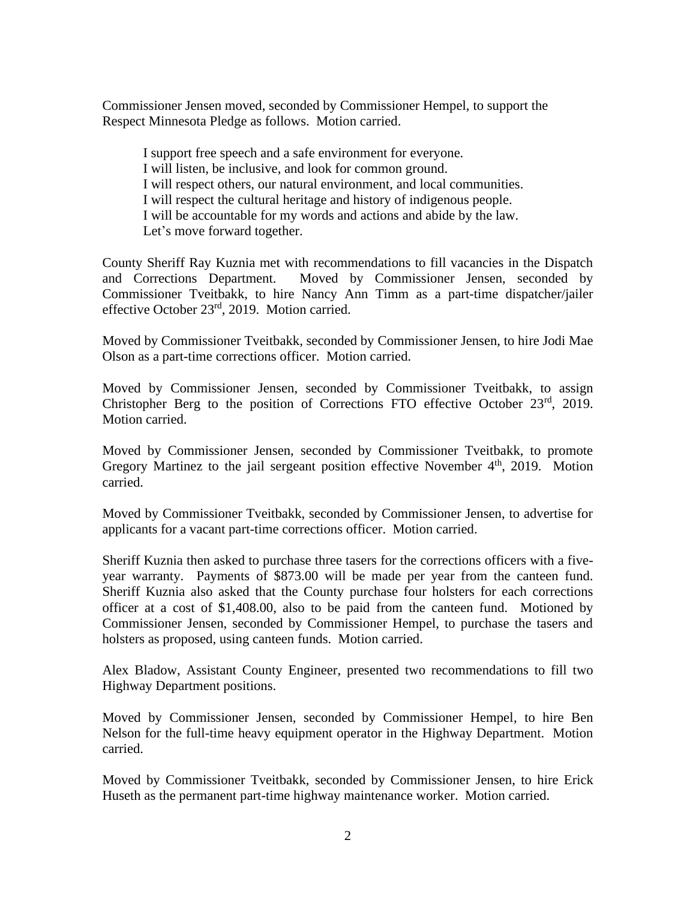Commissioner Jensen moved, seconded by Commissioner Hempel, to support the Respect Minnesota Pledge as follows. Motion carried.

> I support free speech and a safe environment for everyone.
> I will listen, be inclusive, and look for common ground.
> I will respect others, our natural environment, and local communities.
> I will respect the cultural heritage and history of indigenous people.
> I will be accountable for my words and actions and abide by the law.
> Let's move forward together.

County Sheriff Ray Kuznia met with recommendations to fill vacancies in the Dispatch and Corrections Department. Moved by Commissioner Jensen, seconded by Commissioner Tveitbakk, to hire Nancy Ann Timm as a part-time dispatcher/jailer effective October 23rd, 2019. Motion carried.

Moved by Commissioner Tveitbakk, seconded by Commissioner Jensen, to hire Jodi Mae Olson as a part-time corrections officer. Motion carried.

Moved by Commissioner Jensen, seconded by Commissioner Tveitbakk, to assign Christopher Berg to the position of Corrections FTO effective October 23rd, 2019. Motion carried.

Moved by Commissioner Jensen, seconded by Commissioner Tveitbakk, to promote Gregory Martinez to the jail sergeant position effective November 4th, 2019. Motion carried.

Moved by Commissioner Tveitbakk, seconded by Commissioner Jensen, to advertise for applicants for a vacant part-time corrections officer. Motion carried.

Sheriff Kuznia then asked to purchase three tasers for the corrections officers with a five-year warranty. Payments of $873.00 will be made per year from the canteen fund. Sheriff Kuznia also asked that the County purchase four holsters for each corrections officer at a cost of $1,408.00, also to be paid from the canteen fund. Motioned by Commissioner Jensen, seconded by Commissioner Hempel, to purchase the tasers and holsters as proposed, using canteen funds. Motion carried.

Alex Bladow, Assistant County Engineer, presented two recommendations to fill two Highway Department positions.

Moved by Commissioner Jensen, seconded by Commissioner Hempel, to hire Ben Nelson for the full-time heavy equipment operator in the Highway Department. Motion carried.

Moved by Commissioner Tveitbakk, seconded by Commissioner Jensen, to hire Erick Huseth as the permanent part-time highway maintenance worker. Motion carried.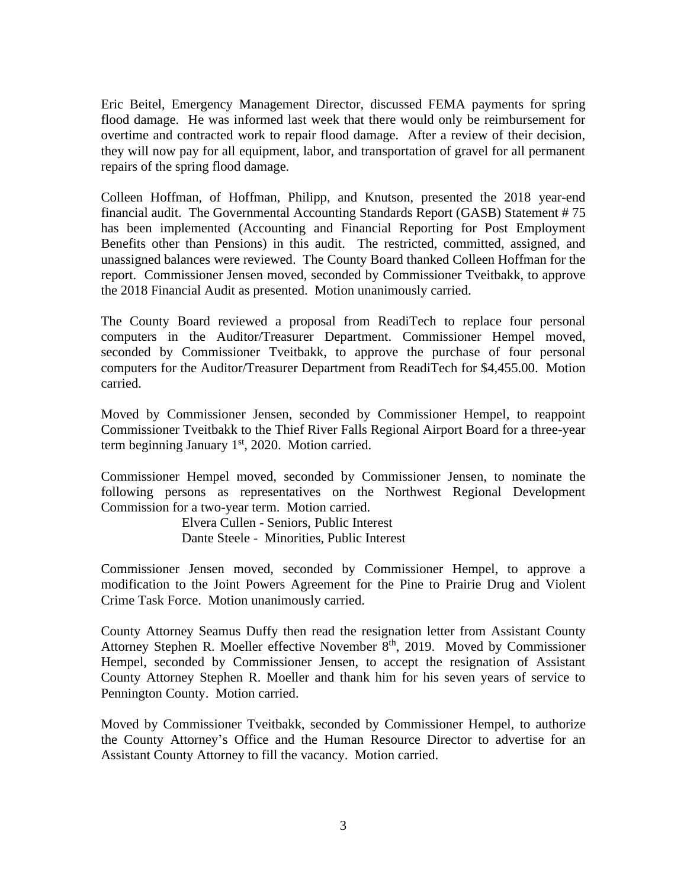Eric Beitel, Emergency Management Director, discussed FEMA payments for spring flood damage. He was informed last week that there would only be reimbursement for overtime and contracted work to repair flood damage. After a review of their decision, they will now pay for all equipment, labor, and transportation of gravel for all permanent repairs of the spring flood damage.

Colleen Hoffman, of Hoffman, Philipp, and Knutson, presented the 2018 year-end financial audit. The Governmental Accounting Standards Report (GASB) Statement # 75 has been implemented (Accounting and Financial Reporting for Post Employment Benefits other than Pensions) in this audit. The restricted, committed, assigned, and unassigned balances were reviewed. The County Board thanked Colleen Hoffman for the report. Commissioner Jensen moved, seconded by Commissioner Tveitbakk, to approve the 2018 Financial Audit as presented. Motion unanimously carried.

The County Board reviewed a proposal from ReadiTech to replace four personal computers in the Auditor/Treasurer Department. Commissioner Hempel moved, seconded by Commissioner Tveitbakk, to approve the purchase of four personal computers for the Auditor/Treasurer Department from ReadiTech for $4,455.00. Motion carried.

Moved by Commissioner Jensen, seconded by Commissioner Hempel, to reappoint Commissioner Tveitbakk to the Thief River Falls Regional Airport Board for a three-year term beginning January 1st, 2020. Motion carried.

Commissioner Hempel moved, seconded by Commissioner Jensen, to nominate the following persons as representatives on the Northwest Regional Development Commission for a two-year term. Motion carried.

Elvera Cullen - Seniors, Public Interest
Dante Steele - Minorities, Public Interest

Commissioner Jensen moved, seconded by Commissioner Hempel, to approve a modification to the Joint Powers Agreement for the Pine to Prairie Drug and Violent Crime Task Force. Motion unanimously carried.

County Attorney Seamus Duffy then read the resignation letter from Assistant County Attorney Stephen R. Moeller effective November 8th, 2019. Moved by Commissioner Hempel, seconded by Commissioner Jensen, to accept the resignation of Assistant County Attorney Stephen R. Moeller and thank him for his seven years of service to Pennington County. Motion carried.

Moved by Commissioner Tveitbakk, seconded by Commissioner Hempel, to authorize the County Attorney's Office and the Human Resource Director to advertise for an Assistant County Attorney to fill the vacancy. Motion carried.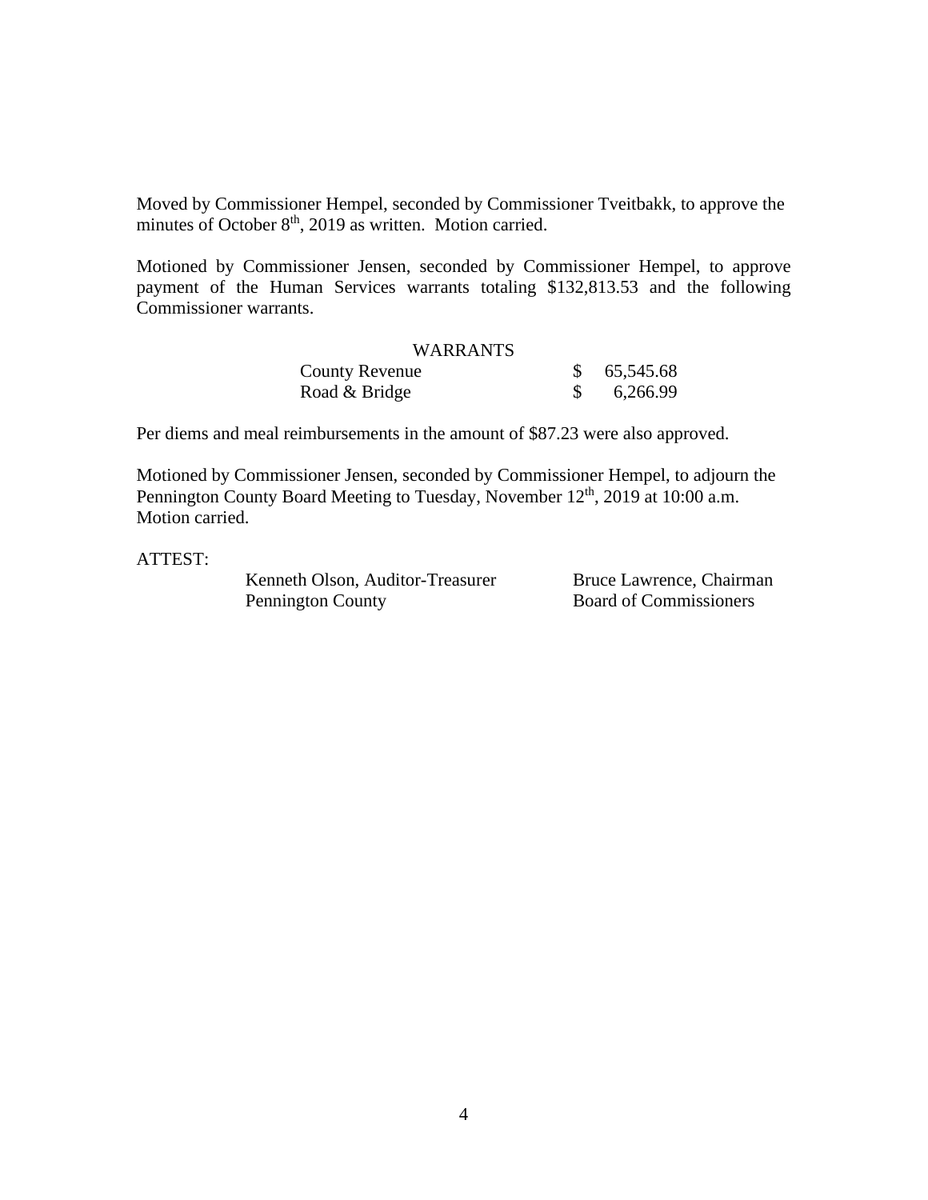Moved by Commissioner Hempel, seconded by Commissioner Tveitbakk, to approve the minutes of October 8th, 2019 as written. Motion carried.

Motioned by Commissioner Jensen, seconded by Commissioner Hempel, to approve payment of the Human Services warrants totaling $132,813.53 and the following Commissioner warrants.

| WARRANTS | |
|---|---|
| County Revenue | $ 65,545.68 |
| Road & Bridge | $ 6,266.99 |

Per diems and meal reimbursements in the amount of $87.23 were also approved.

Motioned by Commissioner Jensen, seconded by Commissioner Hempel, to adjourn the Pennington County Board Meeting to Tuesday, November 12th, 2019 at 10:00 a.m. Motion carried.

ATTEST:

Kenneth Olson, Auditor-Treasurer
Pennington County

Bruce Lawrence, Chairman
Board of Commissioners